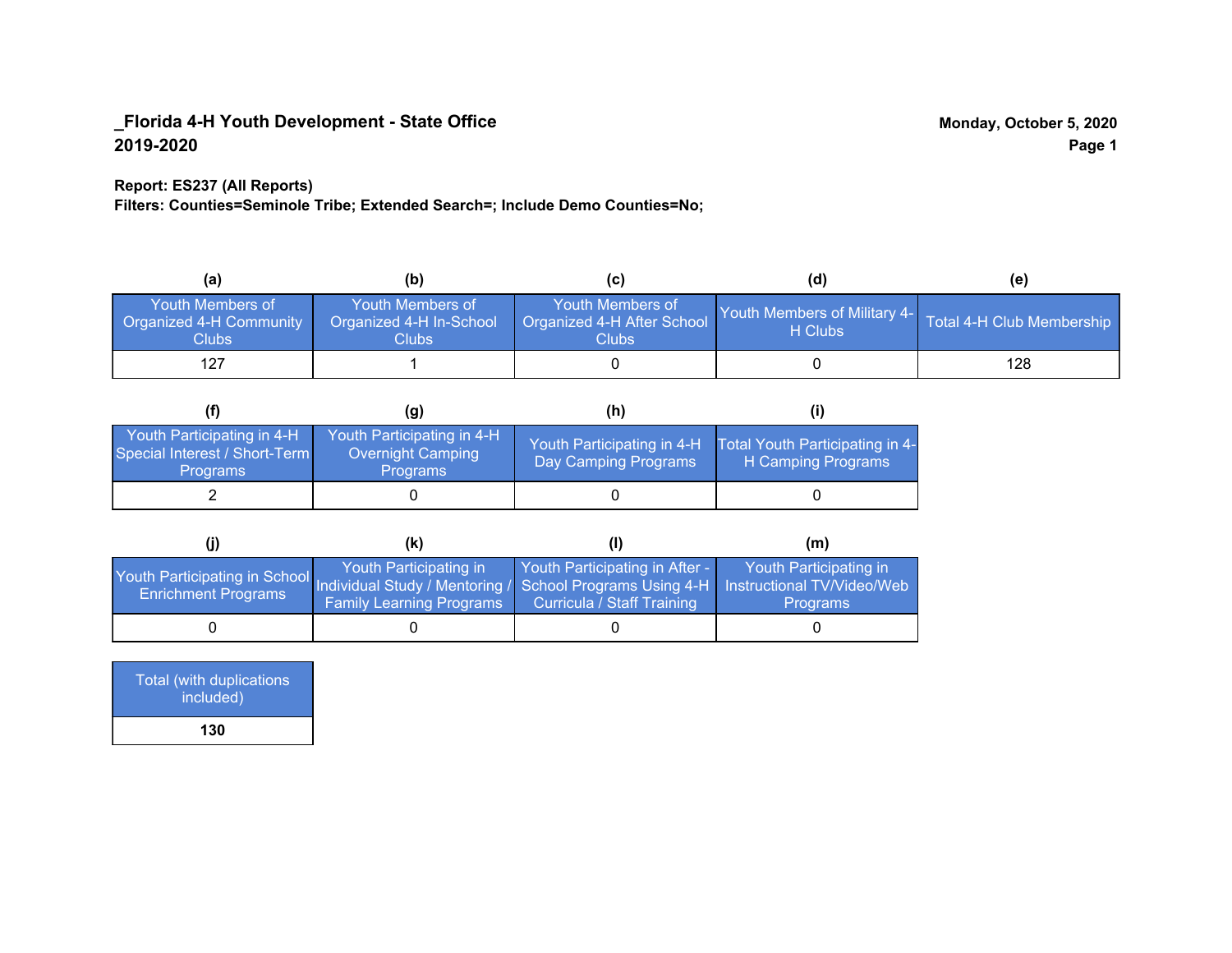**_Florida 4-H Youth Development - State Office**
**2019-2020**

**Monday, October 5, 2020**

**Report: ES237 (All Reports)**
**Filters: Counties=Seminole Tribe; Extended Search=; Include Demo Counties=No;**

| (a) | (b) | (c) | (d) | (e) |
|---|---|---|---|---|
| Youth Members of Organized 4-H Community Clubs | Youth Members of Organized 4-H In-School Clubs | Youth Members of Organized 4-H After School Clubs | Youth Members of Military 4-H Clubs | Total 4-H Club Membership |
| 127 | 1 | 0 | 0 | 128 |

| (f) | (g) | (h) | (i) |
|---|---|---|---|
| Youth Participating in 4-H Special Interest / Short-Term Programs | Youth Participating in 4-H Overnight Camping Programs | Youth Participating in 4-H Day Camping Programs | Total Youth Participating in 4-H Camping Programs |
| 2 | 0 | 0 | 0 |

| (j) | (k) | (l) | (m) |
|---|---|---|---|
| Youth Participating in School Enrichment Programs | Youth Participating in Individual Study / Mentoring / Family Learning Programs | Youth Participating in After - School Programs Using 4-H Curricula / Staff Training | Youth Participating in Instructional TV/Video/Web Programs |
| 0 | 0 | 0 | 0 |

| Total (with duplications included) |
|---|
| **130** |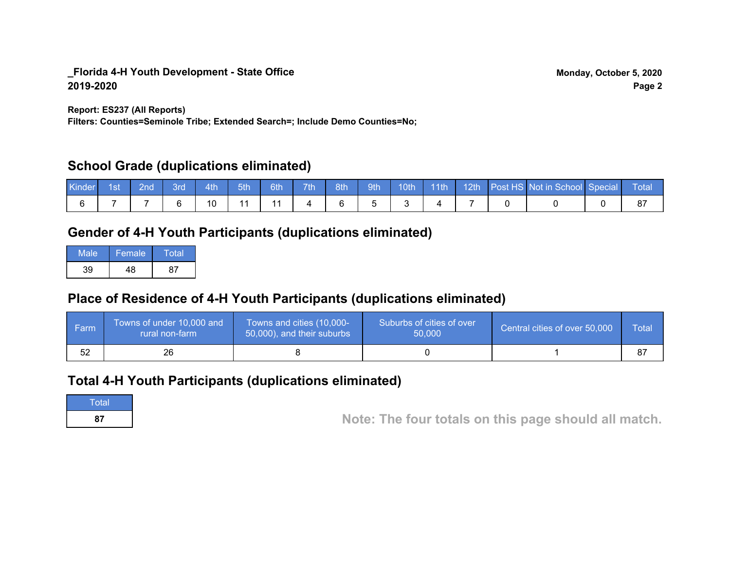**_Florida 4-H Youth Development - State Office**
**2019-2020**

**Monday, October 5, 2020**

**Report: ES237 (All Reports)**
**Filters: Counties=Seminole Tribe; Extended Search=; Include Demo Counties=No;**

## School Grade (duplications eliminated)

| Kinder | 1st | 2nd | 3rd | 4th | 5th | 6th | 7th | 8th | 9th | 10th | 11th | 12th | Post HS | Not in School | Special | Total |
|---|---|---|---|---|---|---|---|---|---|---|---|---|---|---|---|---|
| 6 | 7 | 7 | 6 | 10 | 11 | 11 | 4 | 6 | 5 | 3 | 4 | 7 | 0 | 0 | 0 | 87 |

## Gender of 4-H Youth Participants (duplications eliminated)

| Male | Female | Total |
|---|---|---|
| 39 | 48 | 87 |

## Place of Residence of 4-H Youth Participants (duplications eliminated)

| Farm | Towns of under 10,000 and rural non-farm | Towns and cities (10,000-50,000), and their suburbs | Suburbs of cities of over 50,000 | Central cities of over 50,000 | Total |
|---|---|---|---|---|---|
| 52 | 26 | 8 | 0 | 1 | 87 |

## Total 4-H Youth Participants (duplications eliminated)

| Total |
|---|
| **87** |

**Note: The four totals on this page should all match.**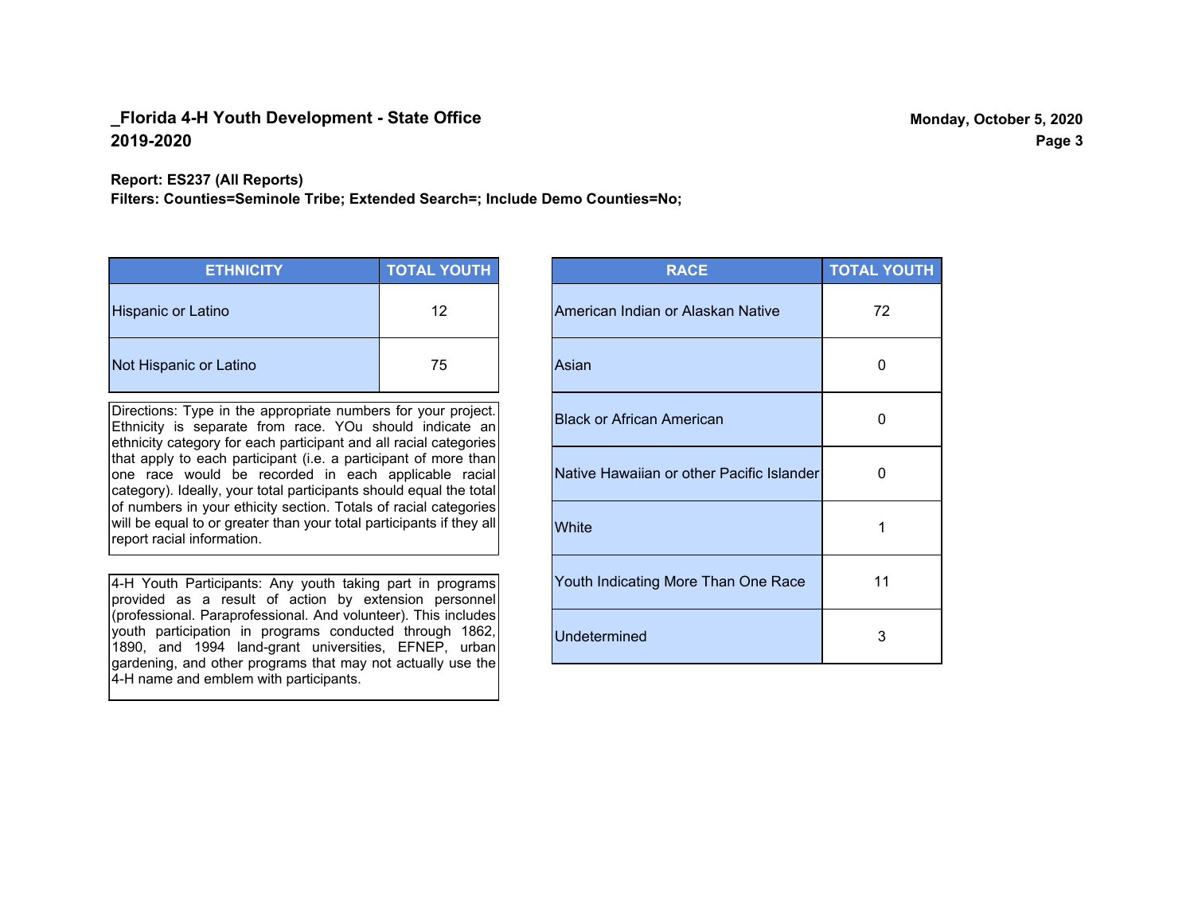## _Florida 4-H Youth Development - State Office
## 2019-2020

Monday, October 5, 2020

**Report: ES237 (All Reports)**
**Filters: Counties=Seminole Tribe; Extended Search=; Include Demo Counties=No;**

| ETHNICITY | TOTAL YOUTH |
|---|---|
| Hispanic or Latino | 12 |
| Not Hispanic or Latino | 75 |

Directions: Type in the appropriate numbers for your project. Ethnicity is separate from race. YOu should indicate an ethnicity category for each participant and all racial categories that apply to each participant (i.e. a participant of more than one race would be recorded in each applicable racial category). Ideally, your total participants should equal the total of numbers in your ethicity section. Totals of racial categories will be equal to or greater than your total participants if they all report racial information.

4-H Youth Participants: Any youth taking part in programs provided as a result of action by extension personnel (professional. Paraprofessional. And volunteer). This includes youth participation in programs conducted through 1862, 1890, and 1994 land-grant universities, EFNEP, urban gardening, and other programs that may not actually use the 4-H name and emblem with participants.

| RACE | TOTAL YOUTH |
|---|---|
| American Indian or Alaskan Native | 72 |
| Asian | 0 |
| Black or African American | 0 |
| Native Hawaiian or other Pacific Islander | 0 |
| White | 1 |
| Youth Indicating More Than One Race | 11 |
| Undetermined | 3 |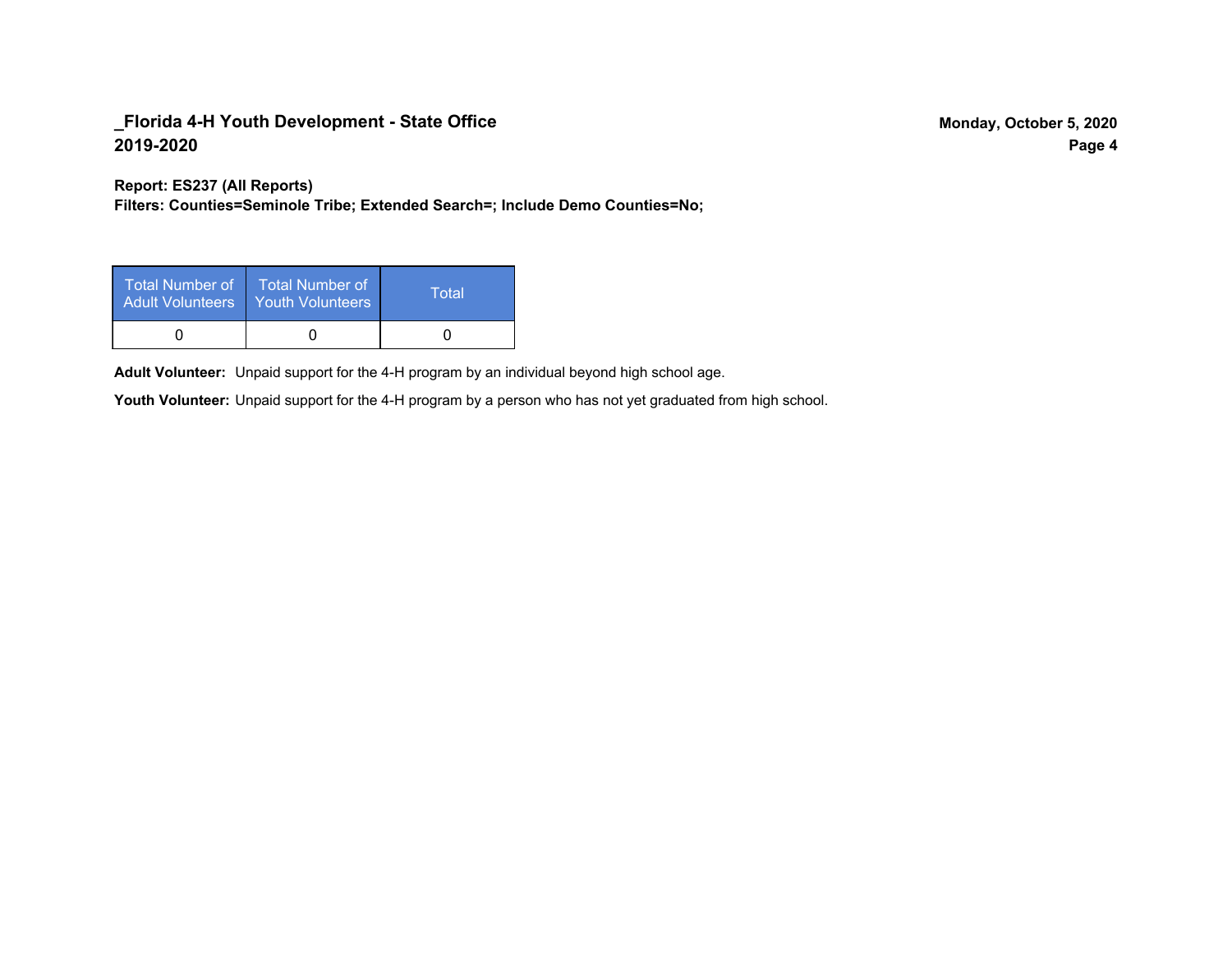**Report: ES237 (All Reports)**
**Filters: Counties=Seminole Tribe; Extended Search=; Include Demo Counties=No;**

| Total Number of Adult Volunteers | Total Number of Youth Volunteers | Total |
|---|---|---|
| 0 | 0 | 0 |

**Adult Volunteer:** Unpaid support for the 4-H program by an individual beyond high school age.

**Youth Volunteer:** Unpaid support for the 4-H program by a person who has not yet graduated from high school.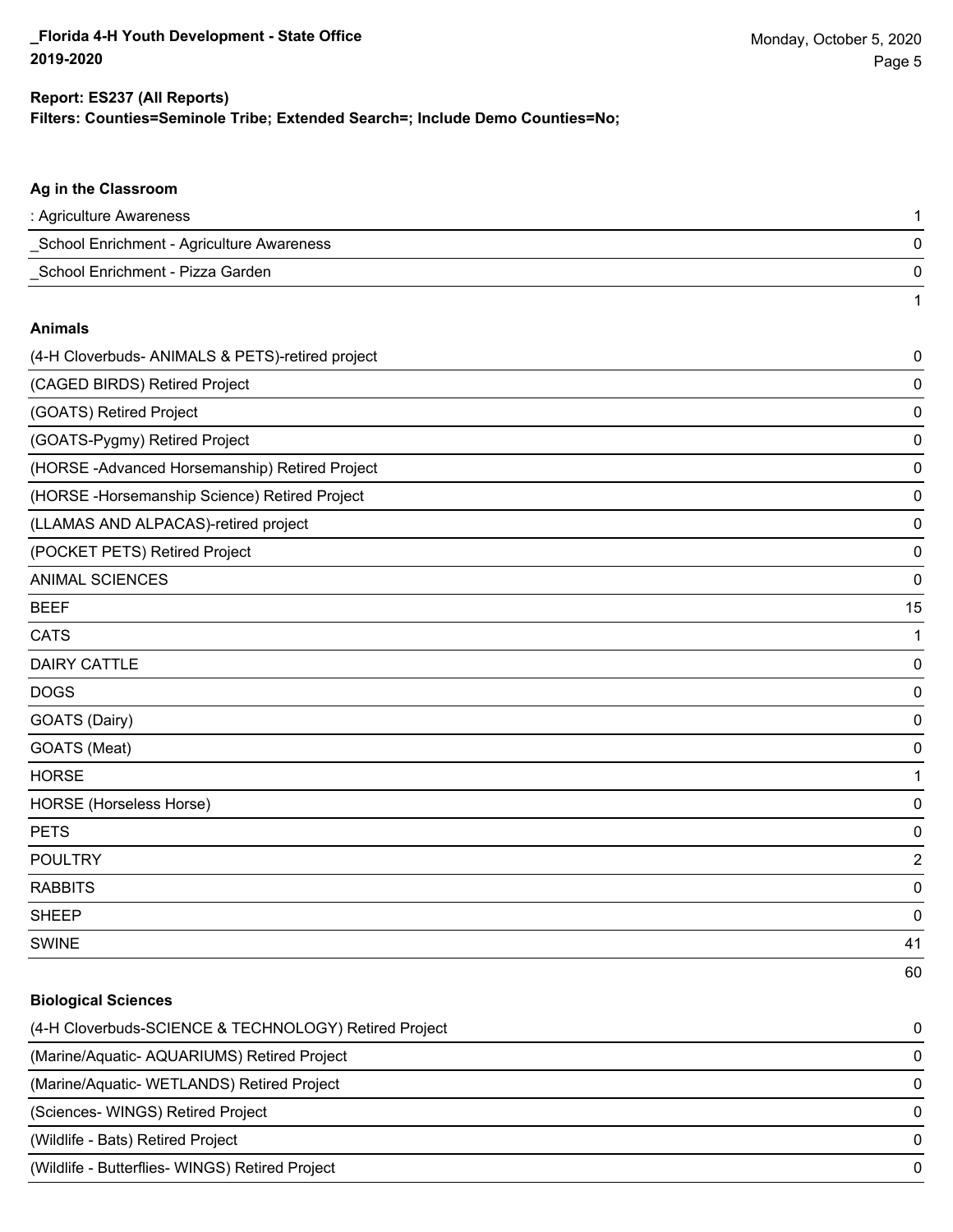**Report: ES237 (All Reports)**
**Filters: Counties=Seminole Tribe; Extended Search=; Include Demo Counties=No;**

### Ag in the Classroom

| | |
|---|---|
| : Agriculture Awareness | 1 |
| _School Enrichment - Agriculture Awareness | 0 |
| _School Enrichment - Pizza Garden | 0 |
| | 1 |

### Animals

| | |
|---|---|
| (4-H Cloverbuds- ANIMALS & PETS)-retired project | 0 |
| (CAGED BIRDS) Retired Project | 0 |
| (GOATS) Retired Project | 0 |
| (GOATS-Pygmy) Retired Project | 0 |
| (HORSE -Advanced Horsemanship) Retired Project | 0 |
| (HORSE -Horsemanship Science) Retired Project | 0 |
| (LLAMAS AND ALPACAS)-retired project | 0 |
| (POCKET PETS) Retired Project | 0 |
| ANIMAL SCIENCES | 0 |
| BEEF | 15 |
| CATS | 1 |
| DAIRY CATTLE | 0 |
| DOGS | 0 |
| GOATS (Dairy) | 0 |
| GOATS (Meat) | 0 |
| HORSE | 1 |
| HORSE (Horseless Horse) | 0 |
| PETS | 0 |
| POULTRY | 2 |
| RABBITS | 0 |
| SHEEP | 0 |
| SWINE | 41 |
| | 60 |

### Biological Sciences

| | |
|---|---|
| (4-H Cloverbuds-SCIENCE & TECHNOLOGY) Retired Project | 0 |
| (Marine/Aquatic- AQUARIUMS) Retired Project | 0 |
| (Marine/Aquatic- WETLANDS) Retired Project | 0 |
| (Sciences- WINGS) Retired Project | 0 |
| (Wildlife - Bats) Retired Project | 0 |
| (Wildlife - Butterflies- WINGS) Retired Project | 0 |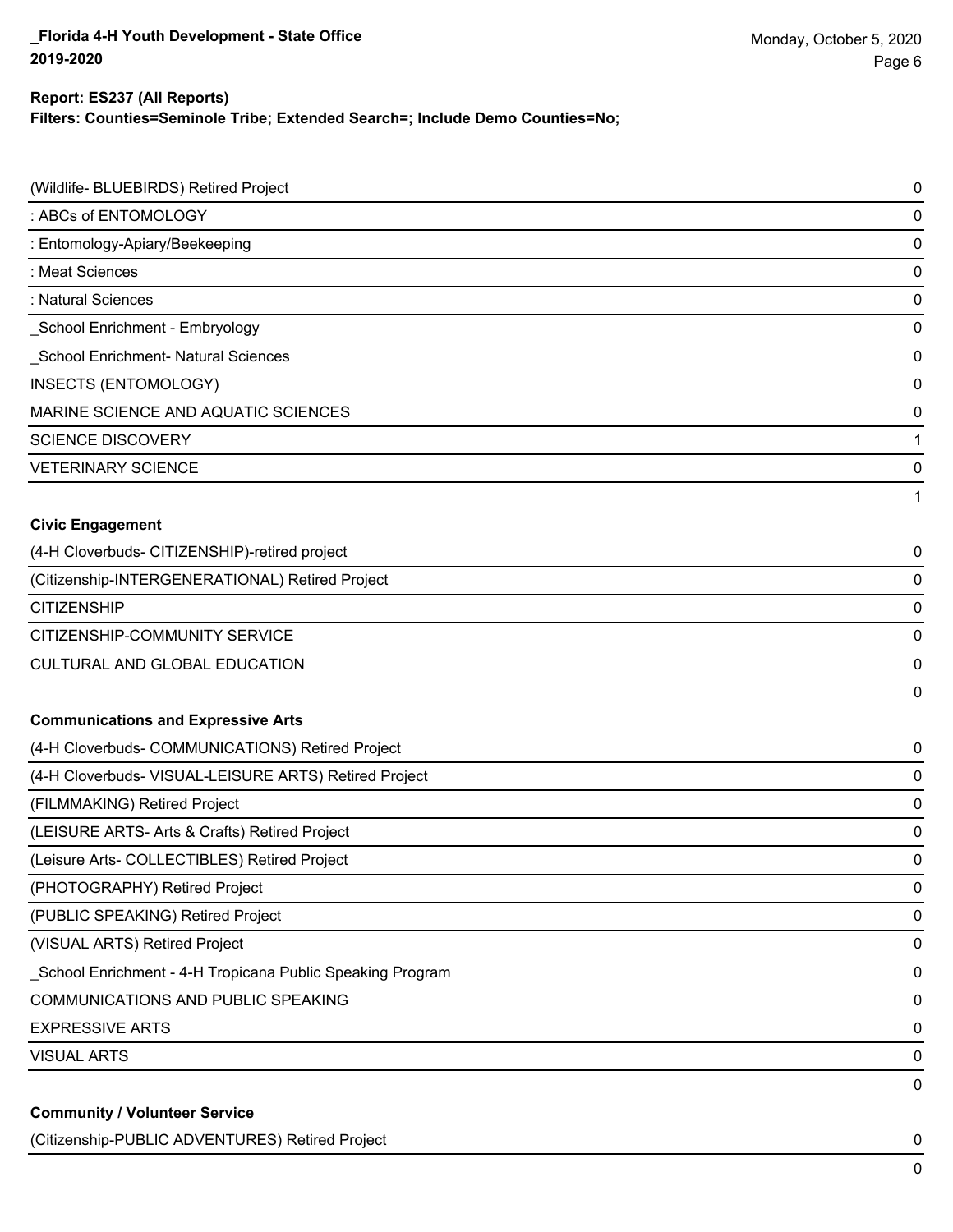**Report: ES237 (All Reports)**
**Filters: Counties=Seminole Tribe; Extended Search=; Include Demo Counties=No;**

| | |
|---|---|
| (Wildlife- BLUEBIRDS) Retired Project | 0 |
| : ABCs of ENTOMOLOGY | 0 |
| : Entomology-Apiary/Beekeeping | 0 |
| : Meat Sciences | 0 |
| : Natural Sciences | 0 |
| _School Enrichment - Embryology | 0 |
| _School Enrichment- Natural Sciences | 0 |
| INSECTS (ENTOMOLOGY) | 0 |
| MARINE SCIENCE AND AQUATIC SCIENCES | 0 |
| SCIENCE DISCOVERY | 1 |
| VETERINARY SCIENCE | 0 |
| | 1 |

**Civic Engagement**

| | |
|---|---|
| (4-H Cloverbuds- CITIZENSHIP)-retired project | 0 |
| (Citizenship-INTERGENERATIONAL) Retired Project | 0 |
| CITIZENSHIP | 0 |
| CITIZENSHIP-COMMUNITY SERVICE | 0 |
| CULTURAL AND GLOBAL EDUCATION | 0 |
| | 0 |

**Communications and Expressive Arts**

| | |
|---|---|
| (4-H Cloverbuds- COMMUNICATIONS) Retired Project | 0 |
| (4-H Cloverbuds- VISUAL-LEISURE ARTS) Retired Project | 0 |
| (FILMMAKING) Retired Project | 0 |
| (LEISURE ARTS- Arts & Crafts) Retired Project | 0 |
| (Leisure Arts- COLLECTIBLES) Retired Project | 0 |
| (PHOTOGRAPHY) Retired Project | 0 |
| (PUBLIC SPEAKING) Retired Project | 0 |
| (VISUAL ARTS) Retired Project | 0 |
| _School Enrichment - 4-H Tropicana Public Speaking Program | 0 |
| COMMUNICATIONS AND PUBLIC SPEAKING | 0 |
| EXPRESSIVE ARTS | 0 |
| VISUAL ARTS | 0 |
| | 0 |

**Community / Volunteer Service**

| | |
|---|---|
| (Citizenship-PUBLIC ADVENTURES) Retired Project | 0 |
| | 0 |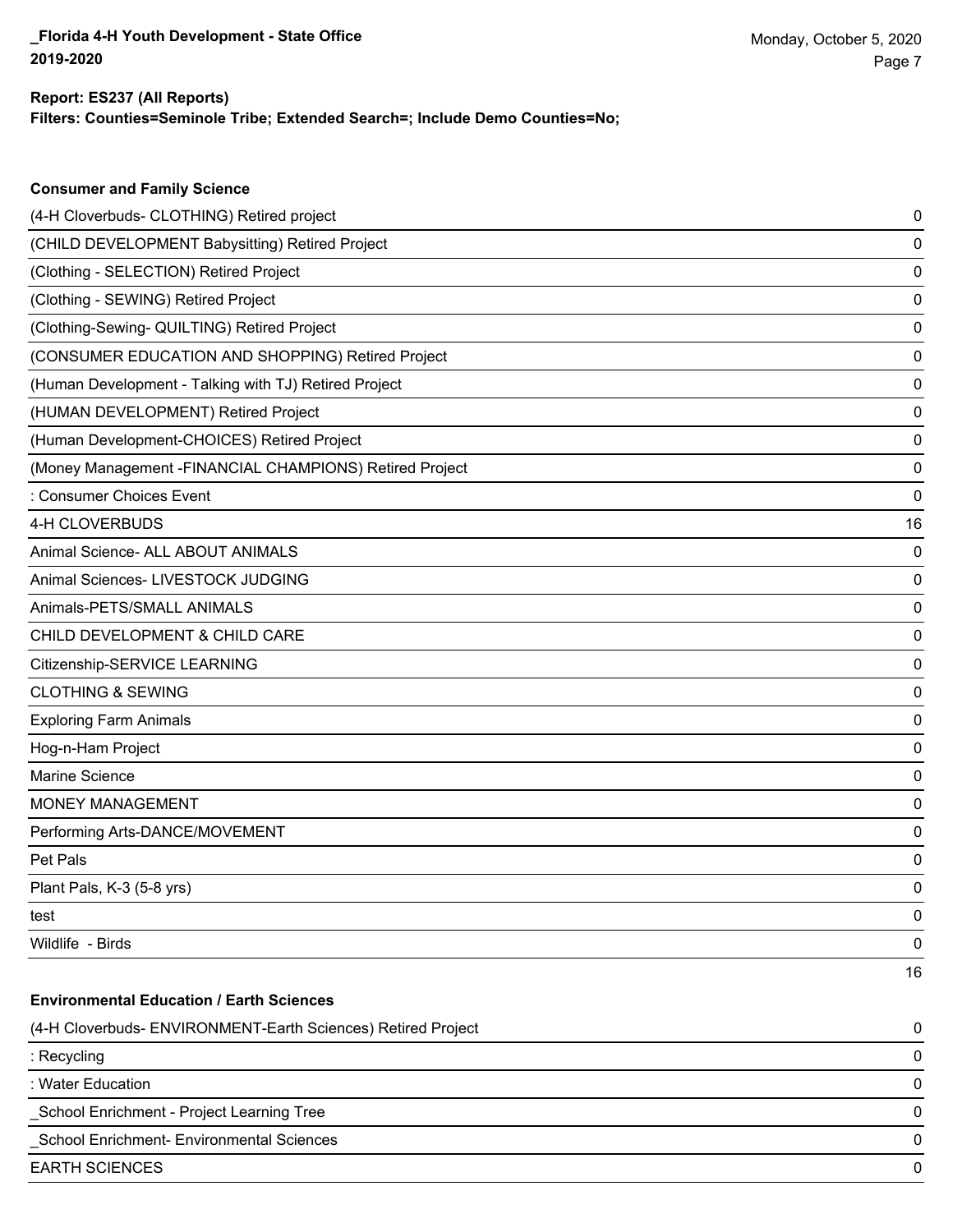**Report: ES237 (All Reports)**

**Filters: Counties=Seminole Tribe; Extended Search=; Include Demo Counties=No;**

### Consumer and Family Science

| | |
|---|---|
| (4-H Cloverbuds- CLOTHING) Retired project | 0 |
| (CHILD DEVELOPMENT Babysitting) Retired Project | 0 |
| (Clothing - SELECTION) Retired Project | 0 |
| (Clothing - SEWING) Retired Project | 0 |
| (Clothing-Sewing- QUILTING) Retired Project | 0 |
| (CONSUMER EDUCATION AND SHOPPING) Retired Project | 0 |
| (Human Development - Talking with TJ) Retired Project | 0 |
| (HUMAN DEVELOPMENT) Retired Project | 0 |
| (Human Development-CHOICES) Retired Project | 0 |
| (Money Management -FINANCIAL CHAMPIONS) Retired Project | 0 |
| : Consumer Choices Event | 0 |
| 4-H CLOVERBUDS | 16 |
| Animal Science- ALL ABOUT ANIMALS | 0 |
| Animal Sciences- LIVESTOCK JUDGING | 0 |
| Animals-PETS/SMALL ANIMALS | 0 |
| CHILD DEVELOPMENT & CHILD CARE | 0 |
| Citizenship-SERVICE LEARNING | 0 |
| CLOTHING & SEWING | 0 |
| Exploring Farm Animals | 0 |
| Hog-n-Ham Project | 0 |
| Marine Science | 0 |
| MONEY MANAGEMENT | 0 |
| Performing Arts-DANCE/MOVEMENT | 0 |
| Pet Pals | 0 |
| Plant Pals, K-3 (5-8 yrs) | 0 |
| test | 0 |
| Wildlife - Birds | 0 |
| | 16 |

### Environmental Education / Earth Sciences

| | |
|---|---|
| (4-H Cloverbuds- ENVIRONMENT-Earth Sciences) Retired Project | 0 |
| : Recycling | 0 |
| : Water Education | 0 |
| _School Enrichment - Project Learning Tree | 0 |
| _School Enrichment- Environmental Sciences | 0 |
| EARTH SCIENCES | 0 |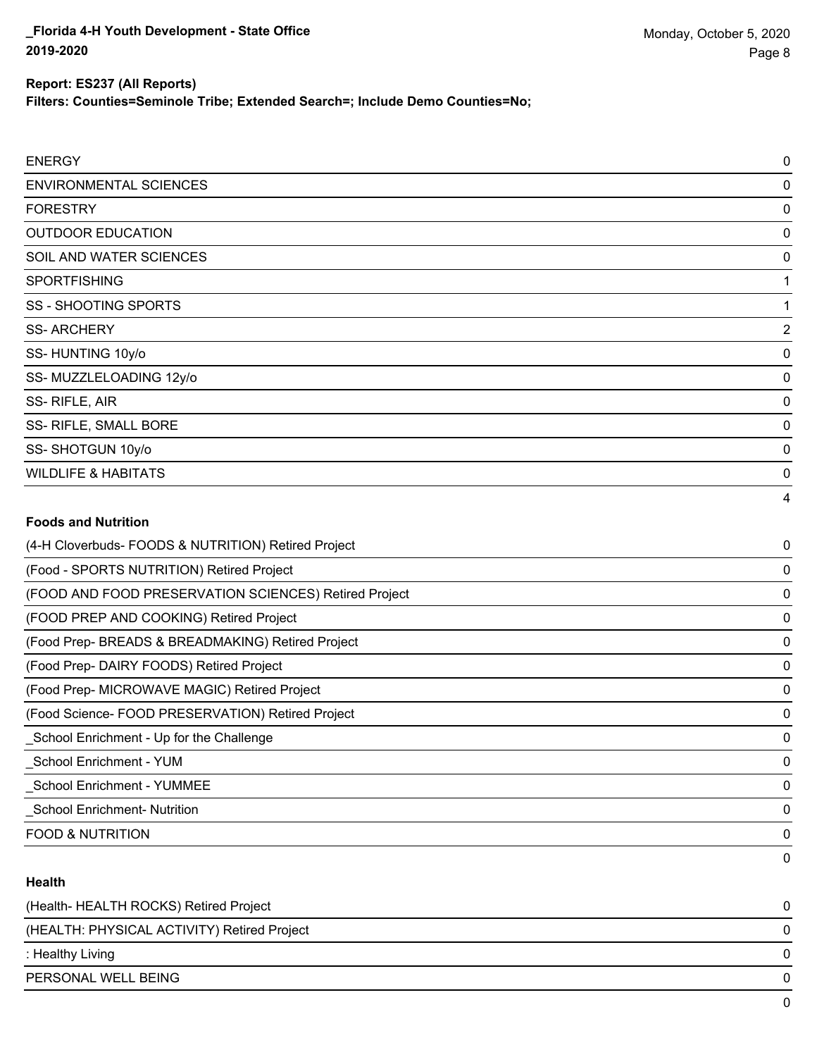**Report: ES237 (All Reports)**

**Filters: Counties=Seminole Tribe; Extended Search=; Include Demo Counties=No;**

| | |
|---|---|
| ENERGY | 0 |
| ENVIRONMENTAL SCIENCES | 0 |
| FORESTRY | 0 |
| OUTDOOR EDUCATION | 0 |
| SOIL AND WATER SCIENCES | 0 |
| SPORTFISHING | 1 |
| SS - SHOOTING SPORTS | 1 |
| SS- ARCHERY | 2 |
| SS- HUNTING 10y/o | 0 |
| SS- MUZZLELOADING 12y/o | 0 |
| SS- RIFLE, AIR | 0 |
| SS- RIFLE, SMALL BORE | 0 |
| SS- SHOTGUN 10y/o | 0 |
| WILDLIFE & HABITATS | 0 |
| | 4 |

**Foods and Nutrition**

| | |
|---|---|
| (4-H Cloverbuds- FOODS & NUTRITION) Retired Project | 0 |
| (Food - SPORTS NUTRITION) Retired Project | 0 |
| (FOOD AND FOOD PRESERVATION SCIENCES) Retired Project | 0 |
| (FOOD PREP AND COOKING) Retired Project | 0 |
| (Food Prep- BREADS & BREADMAKING) Retired Project | 0 |
| (Food Prep- DAIRY FOODS) Retired Project | 0 |
| (Food Prep- MICROWAVE MAGIC) Retired Project | 0 |
| (Food Science- FOOD PRESERVATION) Retired Project | 0 |
| _School Enrichment - Up for the Challenge | 0 |
| _School Enrichment - YUM | 0 |
| _School Enrichment - YUMMEE | 0 |
| _School Enrichment- Nutrition | 0 |
| FOOD & NUTRITION | 0 |
| | 0 |

**Health**

| | |
|---|---|
| (Health- HEALTH ROCKS) Retired Project | 0 |
| (HEALTH: PHYSICAL ACTIVITY) Retired Project | 0 |
| : Healthy Living | 0 |
| PERSONAL WELL BEING | 0 |
| | 0 |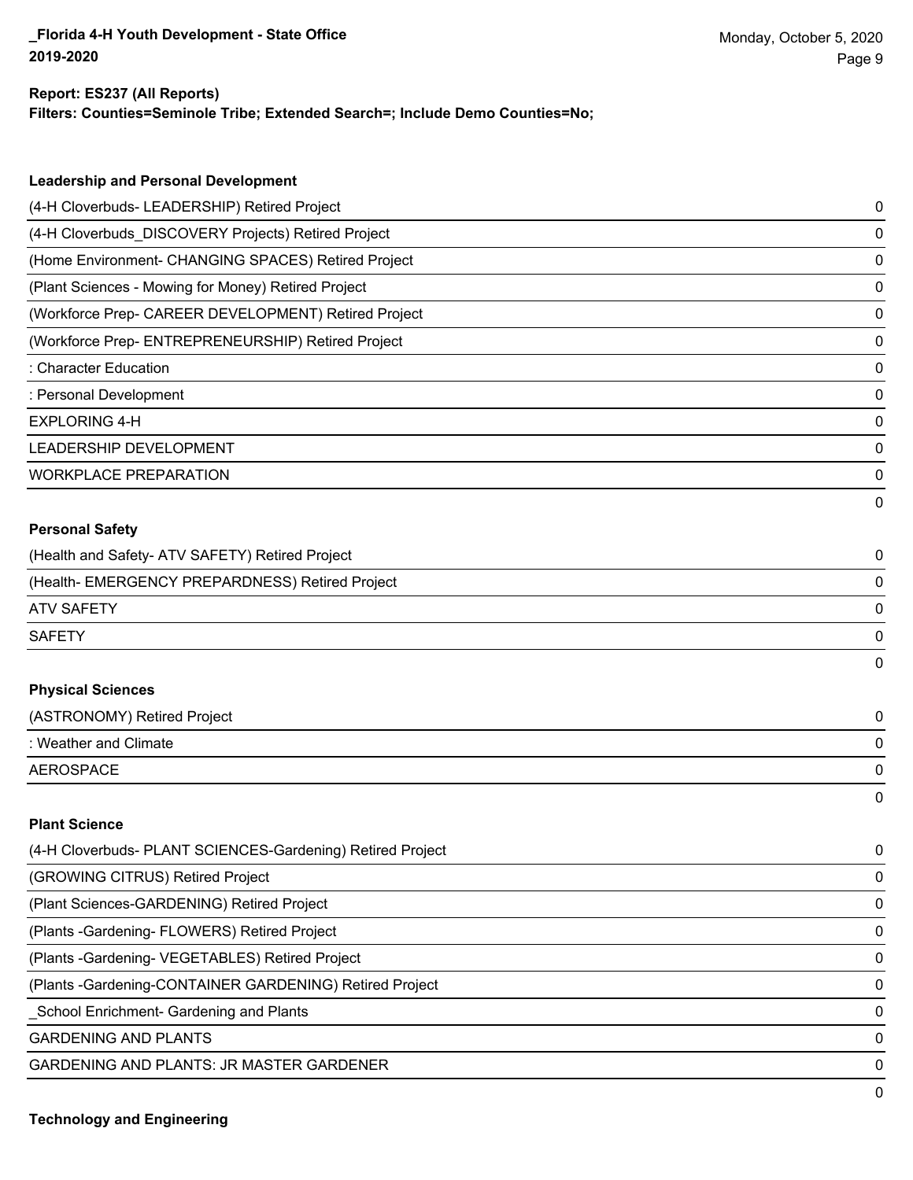**Report: ES237 (All Reports)**
**Filters: Counties=Seminole Tribe; Extended Search=; Include Demo Counties=No;**

### Leadership and Personal Development

| | |
|---|---|
| (4-H Cloverbuds- LEADERSHIP) Retired Project | 0 |
| (4-H Cloverbuds_DISCOVERY Projects) Retired Project | 0 |
| (Home Environment- CHANGING SPACES) Retired Project | 0 |
| (Plant Sciences - Mowing for Money) Retired Project | 0 |
| (Workforce Prep- CAREER DEVELOPMENT) Retired Project | 0 |
| (Workforce Prep- ENTREPRENEURSHIP) Retired Project | 0 |
| : Character Education | 0 |
| : Personal Development | 0 |
| EXPLORING 4-H | 0 |
| LEADERSHIP DEVELOPMENT | 0 |
| WORKPLACE PREPARATION | 0 |
| | 0 |

### Personal Safety

| | |
|---|---|
| (Health and Safety- ATV SAFETY) Retired Project | 0 |
| (Health- EMERGENCY PREPARDNESS) Retired Project | 0 |
| ATV SAFETY | 0 |
| SAFETY | 0 |
| | 0 |

### Physical Sciences

| | |
|---|---|
| (ASTRONOMY) Retired Project | 0 |
| : Weather and Climate | 0 |
| AEROSPACE | 0 |
| | 0 |

### Plant Science

| | |
|---|---|
| (4-H Cloverbuds- PLANT SCIENCES-Gardening) Retired Project | 0 |
| (GROWING CITRUS) Retired Project | 0 |
| (Plant Sciences-GARDENING) Retired Project | 0 |
| (Plants -Gardening- FLOWERS) Retired Project | 0 |
| (Plants -Gardening- VEGETABLES) Retired Project | 0 |
| (Plants -Gardening-CONTAINER GARDENING) Retired Project | 0 |
| _School Enrichment- Gardening and Plants | 0 |
| GARDENING AND PLANTS | 0 |
| GARDENING AND PLANTS: JR MASTER GARDENER | 0 |
| | 0 |

### Technology and Engineering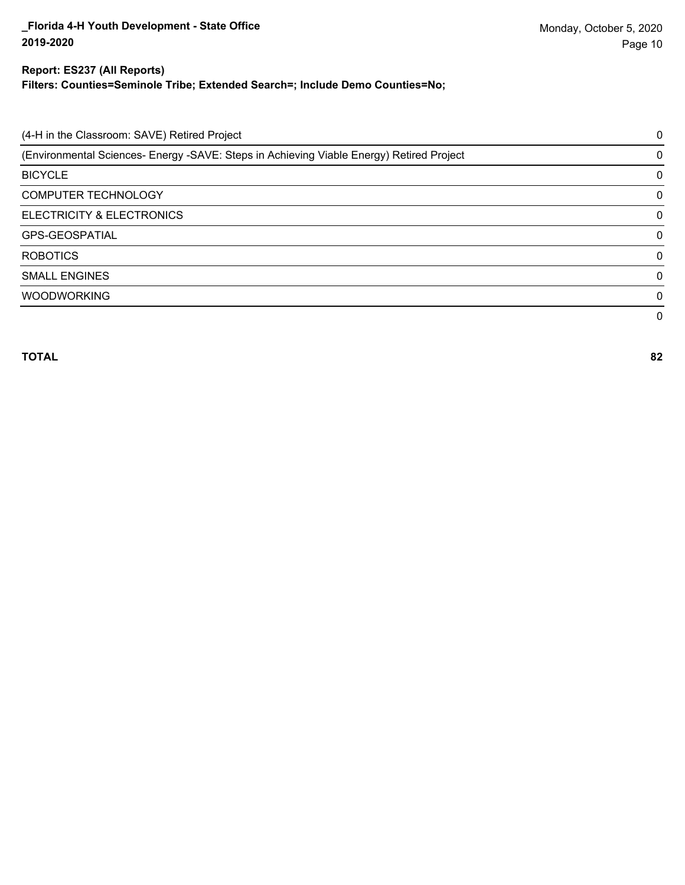**Report: ES237 (All Reports)**
**Filters: Counties=Seminole Tribe; Extended Search=; Include Demo Counties=No;**

| | |
|---|---|
| (4-H in the Classroom: SAVE) Retired Project | 0 |
| (Environmental Sciences- Energy -SAVE: Steps in Achieving Viable Energy) Retired Project | 0 |
| BICYCLE | 0 |
| COMPUTER TECHNOLOGY | 0 |
| ELECTRICITY & ELECTRONICS | 0 |
| GPS-GEOSPATIAL | 0 |
| ROBOTICS | 0 |
| SMALL ENGINES | 0 |
| WOODWORKING | 0 |
| | 0 |

| | |
|---|---|
| **TOTAL** | **82** |